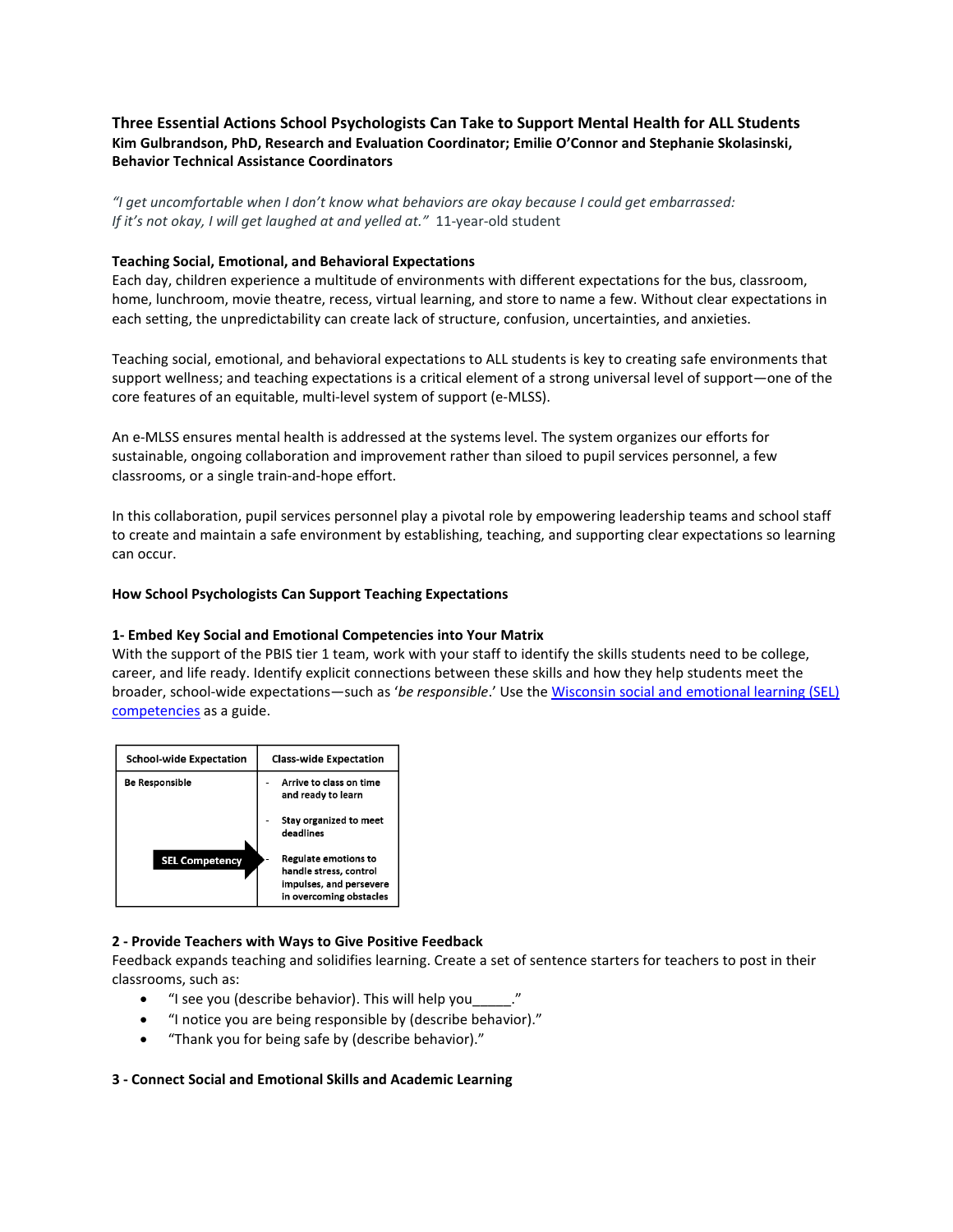# Three Essential Actions School Psychologists Can Take to Support Mental Health for ALL Students

**Kim Gulbrandson, PhD, Research and Evaluation Coordinator; Emilie O'Connor and Stephanie Skolasinski, Behavior Technical Assistance Coordinators**

*"I get uncomfortable when I don't know what behaviors are okay because I could get embarrassed: If it's not okay, I will get laughed at and yelled at."* 11-year-old student

**Teaching Social, Emotional, and Behavioral Expectations**

Each day, children experience a multitude of environments with different expectations for the bus, classroom, home, lunchroom, movie theatre, recess, virtual learning, and store to name a few. Without clear expectations in each setting, the unpredictability can create lack of structure, confusion, uncertainties, and anxieties.

Teaching social, emotional, and behavioral expectations to ALL students is key to creating safe environments that support wellness; and teaching expectations is a critical element of a strong universal level of support—one of the core features of an equitable, multi-level system of support (e-MLSS).

An e-MLSS ensures mental health is addressed at the systems level. The system organizes our efforts for sustainable, ongoing collaboration and improvement rather than siloed to pupil services personnel, a few classrooms, or a single train-and-hope effort.

In this collaboration, pupil services personnel play a pivotal role by empowering leadership teams and school staff to create and maintain a safe environment by establishing, teaching, and supporting clear expectations so learning can occur.

## How School Psychologists Can Support Teaching Expectations

### 1- Embed Key Social and Emotional Competencies into Your Matrix

With the support of the PBIS tier 1 team, work with your staff to identify the skills students need to be college, career, and life ready. Identify explicit connections between these skills and how they help students meet the broader, school-wide expectations—such as '*be responsible*.' Use the [Wisconsin social and emotional learning (SEL) competencies]() as a guide.

| School-wide Expectation | Class-wide Expectation |
|---|---|
| Be Responsible | - Arrive to class on time and ready to learn<br>- Stay organized to meet deadlines<br>- Regulate emotions to handle stress, control impulses, and persevere in overcoming obstacles |
| SEL Competency → | |

### 2 - Provide Teachers with Ways to Give Positive Feedback

Feedback expands teaching and solidifies learning. Create a set of sentence starters for teachers to post in their classrooms, such as:

- "I see you (describe behavior). This will help you_____."
- "I notice you are being responsible by (describe behavior)."
- "Thank you for being safe by (describe behavior)."

### 3 - Connect Social and Emotional Skills and Academic Learning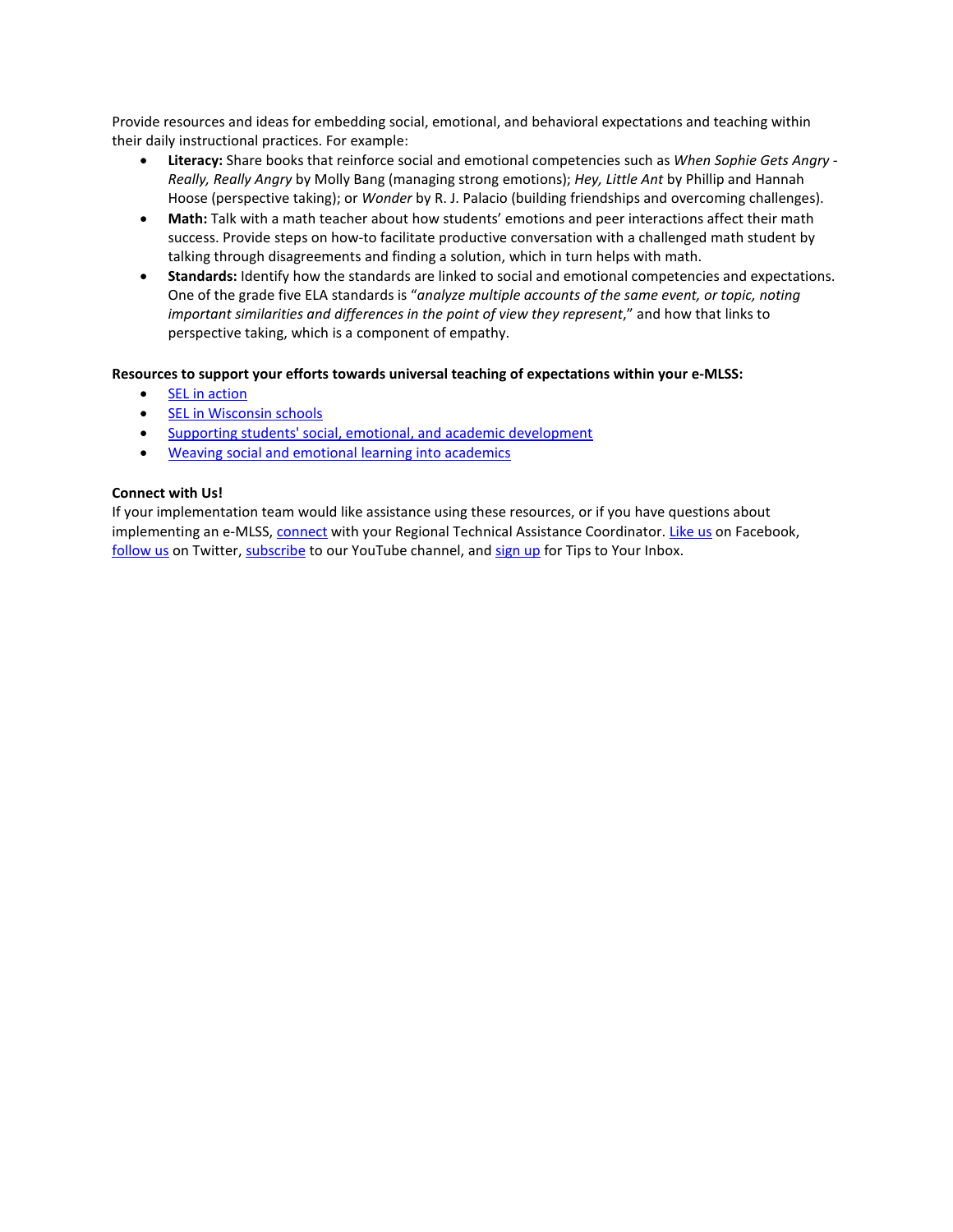Provide resources and ideas for embedding social, emotional, and behavioral expectations and teaching within their daily instructional practices. For example:

- **Literacy:** Share books that reinforce social and emotional competencies such as *When Sophie Gets Angry - Really, Really Angry* by Molly Bang (managing strong emotions); *Hey, Little Ant* by Phillip and Hannah Hoose (perspective taking); or *Wonder* by R. J. Palacio (building friendships and overcoming challenges).
- **Math:** Talk with a math teacher about how students' emotions and peer interactions affect their math success. Provide steps on how-to facilitate productive conversation with a challenged math student by talking through disagreements and finding a solution, which in turn helps with math.
- **Standards:** Identify how the standards are linked to social and emotional competencies and expectations. One of the grade five ELA standards is "*analyze multiple accounts of the same event, or topic, noting important similarities and differences in the point of view they represent*," and how that links to perspective taking, which is a component of empathy.

**Resources to support your efforts towards universal teaching of expectations within your e-MLSS:**

- SEL in action
- SEL in Wisconsin schools
- Supporting students' social, emotional, and academic development
- Weaving social and emotional learning into academics

**Connect with Us!**

If your implementation team would like assistance using these resources, or if you have questions about implementing an e-MLSS, connect with your Regional Technical Assistance Coordinator. Like us on Facebook, follow us on Twitter, subscribe to our YouTube channel, and sign up for Tips to Your Inbox.